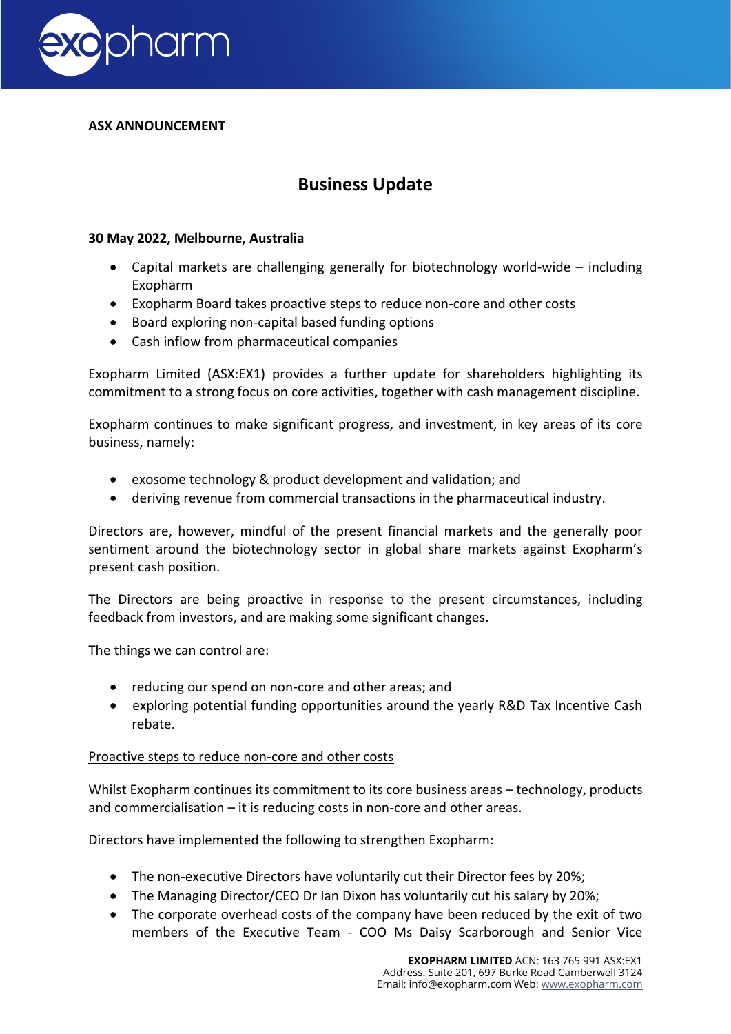**ASX ANNOUNCEMENT**

# Business Update

**30 May 2022, Melbourne, Australia**

- Capital markets are challenging generally for biotechnology world-wide – including Exopharm
- Exopharm Board takes proactive steps to reduce non-core and other costs
- Board exploring non-capital based funding options
- Cash inflow from pharmaceutical companies

Exopharm Limited (ASX:EX1) provides a further update for shareholders highlighting its commitment to a strong focus on core activities, together with cash management discipline.

Exopharm continues to make significant progress, and investment, in key areas of its core business, namely:

- exosome technology & product development and validation; and
- deriving revenue from commercial transactions in the pharmaceutical industry.

Directors are, however, mindful of the present financial markets and the generally poor sentiment around the biotechnology sector in global share markets against Exopharm's present cash position.

The Directors are being proactive in response to the present circumstances, including feedback from investors, and are making some significant changes.

The things we can control are:

- reducing our spend on non-core and other areas; and
- exploring potential funding opportunities around the yearly R&D Tax Incentive Cash rebate.

Proactive steps to reduce non-core and other costs

Whilst Exopharm continues its commitment to its core business areas – technology, products and commercialisation – it is reducing costs in non-core and other areas.

Directors have implemented the following to strengthen Exopharm:

- The non-executive Directors have voluntarily cut their Director fees by 20%;
- The Managing Director/CEO Dr Ian Dixon has voluntarily cut his salary by 20%;
- The corporate overhead costs of the company have been reduced by the exit of two members of the Executive Team - COO Ms Daisy Scarborough and Senior Vice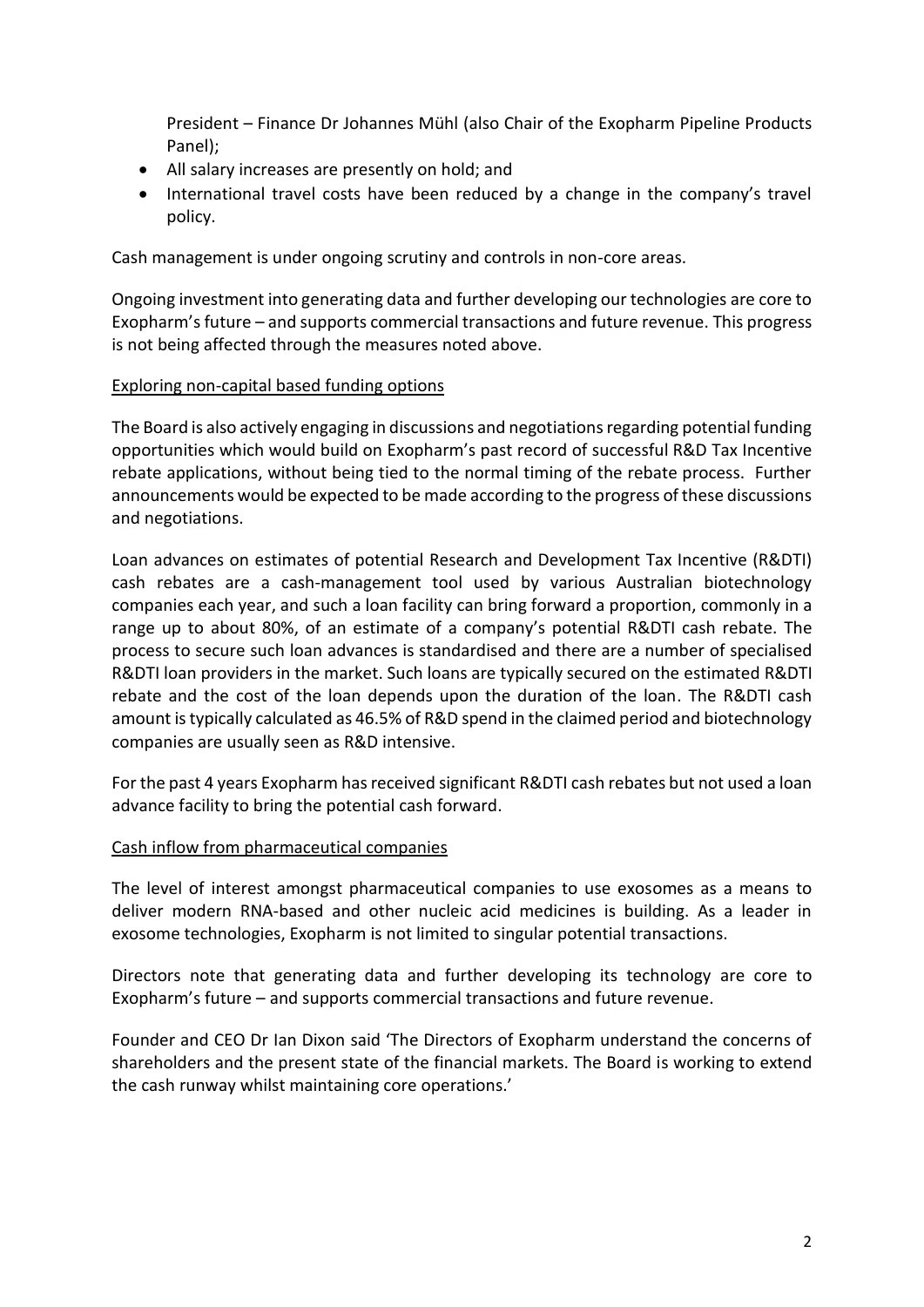President – Finance Dr Johannes Mühl (also Chair of the Exopharm Pipeline Products Panel);

- All salary increases are presently on hold; and
- International travel costs have been reduced by a change in the company's travel policy.

Cash management is under ongoing scrutiny and controls in non-core areas.

Ongoing investment into generating data and further developing our technologies are core to Exopharm's future – and supports commercial transactions and future revenue. This progress is not being affected through the measures noted above.

<u>Exploring non-capital based funding options</u>

The Board is also actively engaging in discussions and negotiations regarding potential funding opportunities which would build on Exopharm's past record of successful R&D Tax Incentive rebate applications, without being tied to the normal timing of the rebate process. Further announcements would be expected to be made according to the progress of these discussions and negotiations.

Loan advances on estimates of potential Research and Development Tax Incentive (R&DTI) cash rebates are a cash-management tool used by various Australian biotechnology companies each year, and such a loan facility can bring forward a proportion, commonly in a range up to about 80%, of an estimate of a company's potential R&DTI cash rebate. The process to secure such loan advances is standardised and there are a number of specialised R&DTI loan providers in the market. Such loans are typically secured on the estimated R&DTI rebate and the cost of the loan depends upon the duration of the loan. The R&DTI cash amount is typically calculated as 46.5% of R&D spend in the claimed period and biotechnology companies are usually seen as R&D intensive.

For the past 4 years Exopharm has received significant R&DTI cash rebates but not used a loan advance facility to bring the potential cash forward.

<u>Cash inflow from pharmaceutical companies</u>

The level of interest amongst pharmaceutical companies to use exosomes as a means to deliver modern RNA-based and other nucleic acid medicines is building. As a leader in exosome technologies, Exopharm is not limited to singular potential transactions.

Directors note that generating data and further developing its technology are core to Exopharm's future – and supports commercial transactions and future revenue.

Founder and CEO Dr Ian Dixon said 'The Directors of Exopharm understand the concerns of shareholders and the present state of the financial markets. The Board is working to extend the cash runway whilst maintaining core operations.'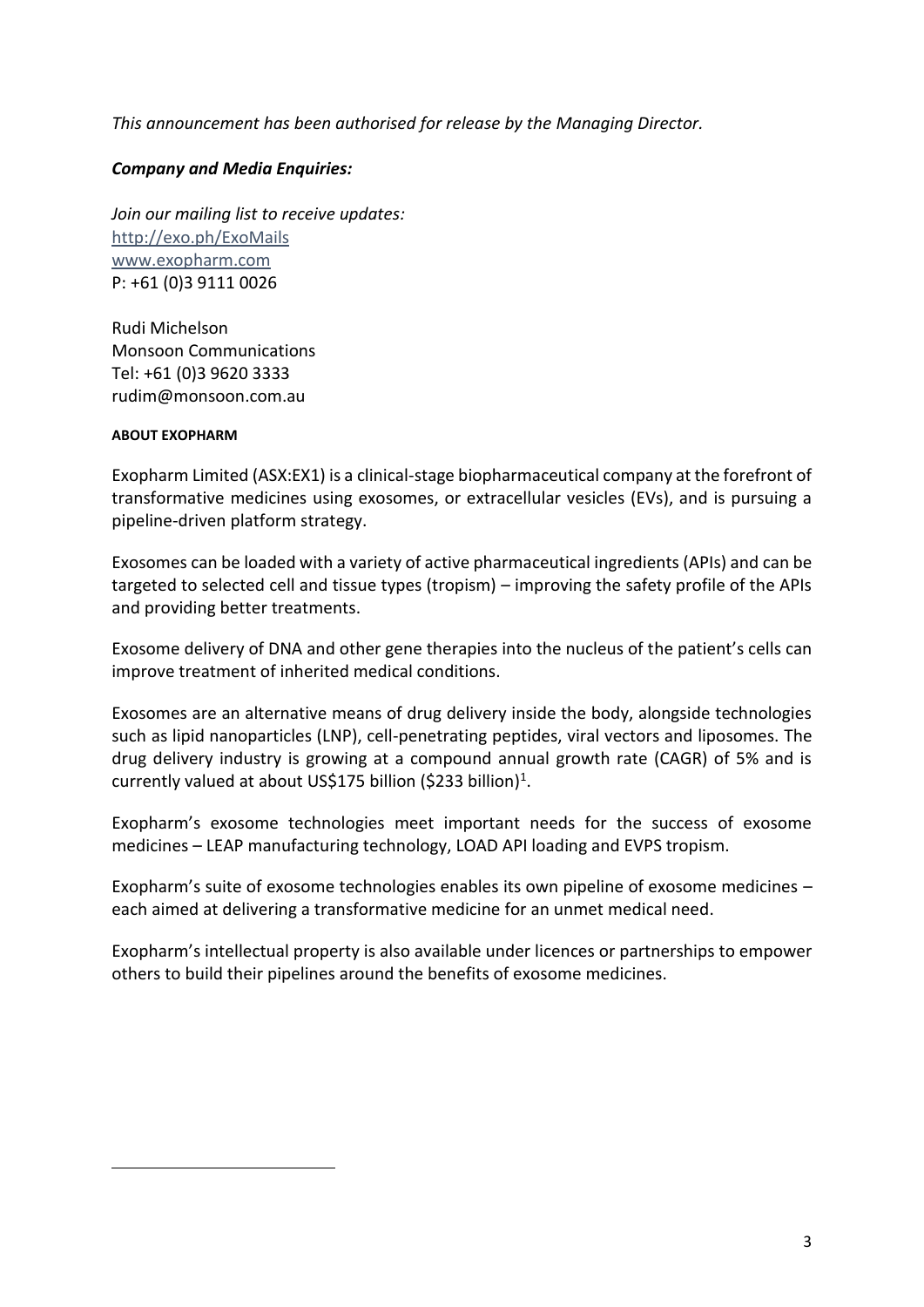*This announcement has been authorised for release by the Managing Director.*

***Company and Media Enquiries:***

*Join our mailing list to receive updates:*
http://exo.ph/ExoMails
www.exopharm.com
P: +61 (0)3 9111 0026

Rudi Michelson
Monsoon Communications
Tel: +61 (0)3 9620 3333
rudim@monsoon.com.au

**ABOUT EXOPHARM**

Exopharm Limited (ASX:EX1) is a clinical-stage biopharmaceutical company at the forefront of transformative medicines using exosomes, or extracellular vesicles (EVs), and is pursuing a pipeline-driven platform strategy.

Exosomes can be loaded with a variety of active pharmaceutical ingredients (APIs) and can be targeted to selected cell and tissue types (tropism) – improving the safety profile of the APIs and providing better treatments.

Exosome delivery of DNA and other gene therapies into the nucleus of the patient's cells can improve treatment of inherited medical conditions.

Exosomes are an alternative means of drug delivery inside the body, alongside technologies such as lipid nanoparticles (LNP), cell-penetrating peptides, viral vectors and liposomes. The drug delivery industry is growing at a compound annual growth rate (CAGR) of 5% and is currently valued at about US$175 billion ($233 billion)[1].

Exopharm's exosome technologies meet important needs for the success of exosome medicines – LEAP manufacturing technology, LOAD API loading and EVPS tropism.

Exopharm's suite of exosome technologies enables its own pipeline of exosome medicines – each aimed at delivering a transformative medicine for an unmet medical need.

Exopharm's intellectual property is also available under licences or partnerships to empower others to build their pipelines around the benefits of exosome medicines.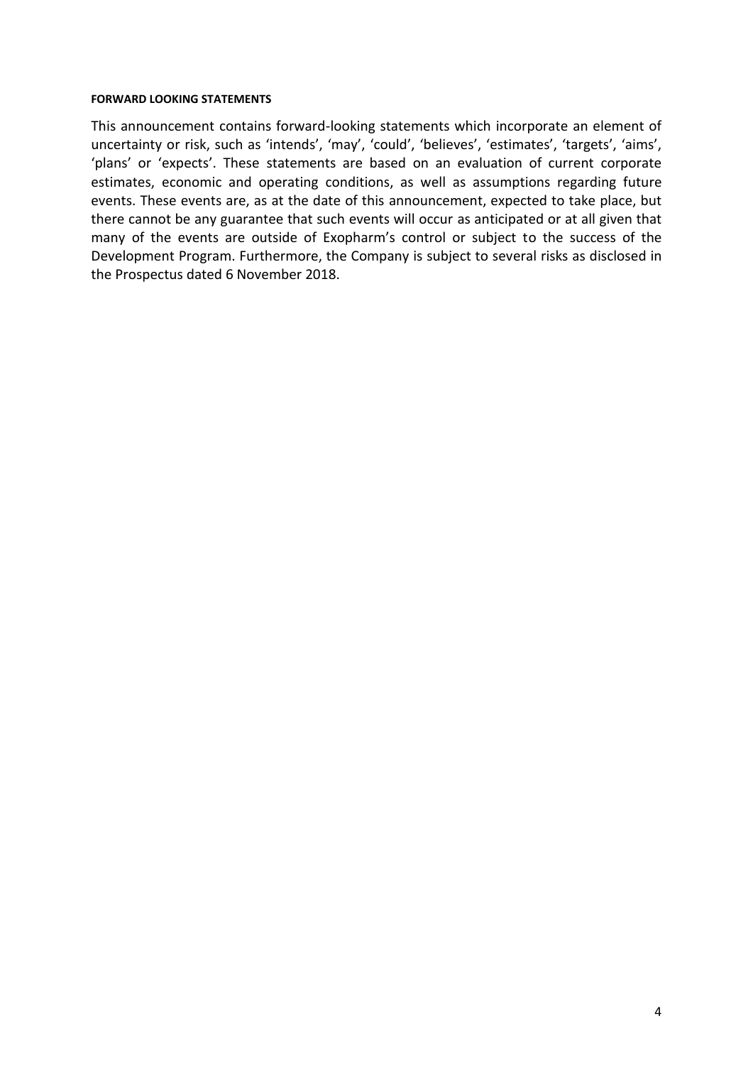**FORWARD LOOKING STATEMENTS**

This announcement contains forward-looking statements which incorporate an element of uncertainty or risk, such as 'intends', 'may', 'could', 'believes', 'estimates', 'targets', 'aims', 'plans' or 'expects'. These statements are based on an evaluation of current corporate estimates, economic and operating conditions, as well as assumptions regarding future events. These events are, as at the date of this announcement, expected to take place, but there cannot be any guarantee that such events will occur as anticipated or at all given that many of the events are outside of Exopharm's control or subject to the success of the Development Program. Furthermore, the Company is subject to several risks as disclosed in the Prospectus dated 6 November 2018.